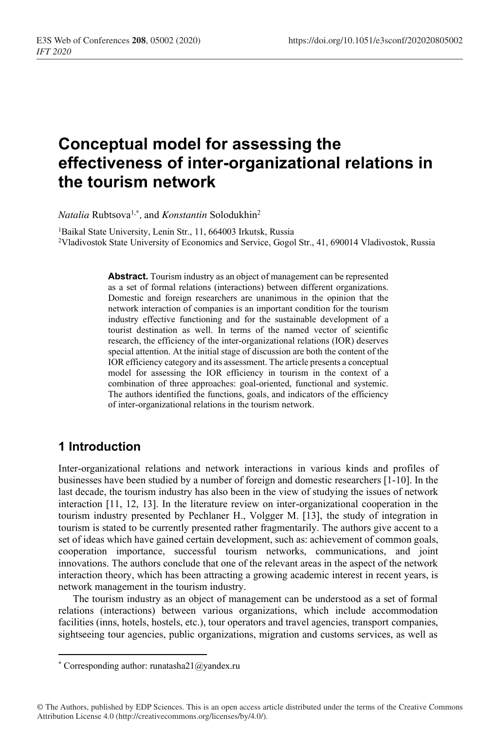# Conceptual model for assessing the effectiveness of inter-organizational relations in the tourism network

*Natalia* Rubtsova[1,*], and *Konstantin* Solodukhin[2]

[1]Baikal State University, Lenin Str., 11, 664003 Irkutsk, Russia
[2]Vladivostok State University of Economics and Service, Gogol Str., 41, 690014 Vladivostok, Russia

**Abstract.** Tourism industry as an object of management can be represented as a set of formal relations (interactions) between different organizations. Domestic and foreign researchers are unanimous in the opinion that the network interaction of companies is an important condition for the tourism industry effective functioning and for the sustainable development of a tourist destination as well. In terms of the named vector of scientific research, the efficiency of the inter-organizational relations (IOR) deserves special attention. At the initial stage of discussion are both the content of the IOR efficiency category and its assessment. The article presents a conceptual model for assessing the IOR efficiency in tourism in the context of a combination of three approaches: goal-oriented, functional and systemic. The authors identified the functions, goals, and indicators of the efficiency of inter-organizational relations in the tourism network.

## 1 Introduction

Inter-organizational relations and network interactions in various kinds and profiles of businesses have been studied by a number of foreign and domestic researchers [1-10]. In the last decade, the tourism industry has also been in the view of studying the issues of network interaction [11, 12, 13]. In the literature review on inter-organizational cooperation in the tourism industry presented by Pechlaner H., Volgger M. [13], the study of integration in tourism is stated to be currently presented rather fragmentarily. The authors give accent to a set of ideas which have gained certain development, such as: achievement of common goals, cooperation importance, successful tourism networks, communications, and joint innovations. The authors conclude that one of the relevant areas in the aspect of the network interaction theory, which has been attracting a growing academic interest in recent years, is network management in the tourism industry.

The tourism industry as an object of management can be understood as a set of formal relations (interactions) between various organizations, which include accommodation facilities (inns, hotels, hostels, etc.), tour operators and travel agencies, transport companies, sightseeing tour agencies, public organizations, migration and customs services, as well as

* Corresponding author: runatasha21@yandex.ru

© The Authors, published by EDP Sciences. This is an open access article distributed under the terms of the Creative Commons Attribution License 4.0 (http://creativecommons.org/licenses/by/4.0/).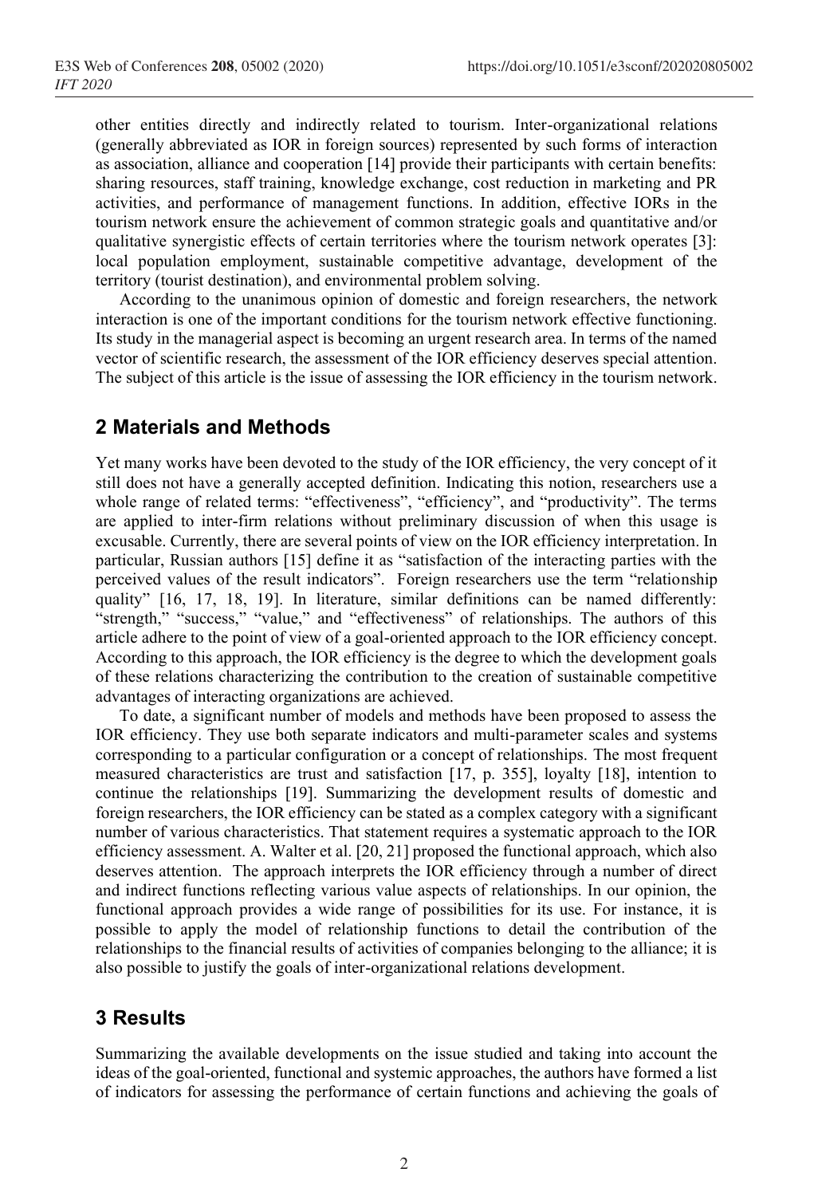other entities directly and indirectly related to tourism. Inter-organizational relations (generally abbreviated as IOR in foreign sources) represented by such forms of interaction as association, alliance and cooperation [14] provide their participants with certain benefits: sharing resources, staff training, knowledge exchange, cost reduction in marketing and PR activities, and performance of management functions. In addition, effective IORs in the tourism network ensure the achievement of common strategic goals and quantitative and/or qualitative synergistic effects of certain territories where the tourism network operates [3]: local population employment, sustainable competitive advantage, development of the territory (tourist destination), and environmental problem solving.

According to the unanimous opinion of domestic and foreign researchers, the network interaction is one of the important conditions for the tourism network effective functioning. Its study in the managerial aspect is becoming an urgent research area. In terms of the named vector of scientific research, the assessment of the IOR efficiency deserves special attention. The subject of this article is the issue of assessing the IOR efficiency in the tourism network.

## 2 Materials and Methods

Yet many works have been devoted to the study of the IOR efficiency, the very concept of it still does not have a generally accepted definition. Indicating this notion, researchers use a whole range of related terms: "effectiveness", "efficiency", and "productivity". The terms are applied to inter-firm relations without preliminary discussion of when this usage is excusable. Currently, there are several points of view on the IOR efficiency interpretation. In particular, Russian authors [15] define it as "satisfaction of the interacting parties with the perceived values of the result indicators". Foreign researchers use the term "relationship quality" [16, 17, 18, 19]. In literature, similar definitions can be named differently: "strength," "success," "value," and "effectiveness" of relationships. The authors of this article adhere to the point of view of a goal-oriented approach to the IOR efficiency concept. According to this approach, the IOR efficiency is the degree to which the development goals of these relations characterizing the contribution to the creation of sustainable competitive advantages of interacting organizations are achieved.

To date, a significant number of models and methods have been proposed to assess the IOR efficiency. They use both separate indicators and multi-parameter scales and systems corresponding to a particular configuration or a concept of relationships. The most frequent measured characteristics are trust and satisfaction [17, p. 355], loyalty [18], intention to continue the relationships [19]. Summarizing the development results of domestic and foreign researchers, the IOR efficiency can be stated as a complex category with a significant number of various characteristics. That statement requires a systematic approach to the IOR efficiency assessment. A. Walter et al. [20, 21] proposed the functional approach, which also deserves attention. The approach interprets the IOR efficiency through a number of direct and indirect functions reflecting various value aspects of relationships. In our opinion, the functional approach provides a wide range of possibilities for its use. For instance, it is possible to apply the model of relationship functions to detail the contribution of the relationships to the financial results of activities of companies belonging to the alliance; it is also possible to justify the goals of inter-organizational relations development.

## 3 Results

Summarizing the available developments on the issue studied and taking into account the ideas of the goal-oriented, functional and systemic approaches, the authors have formed a list of indicators for assessing the performance of certain functions and achieving the goals of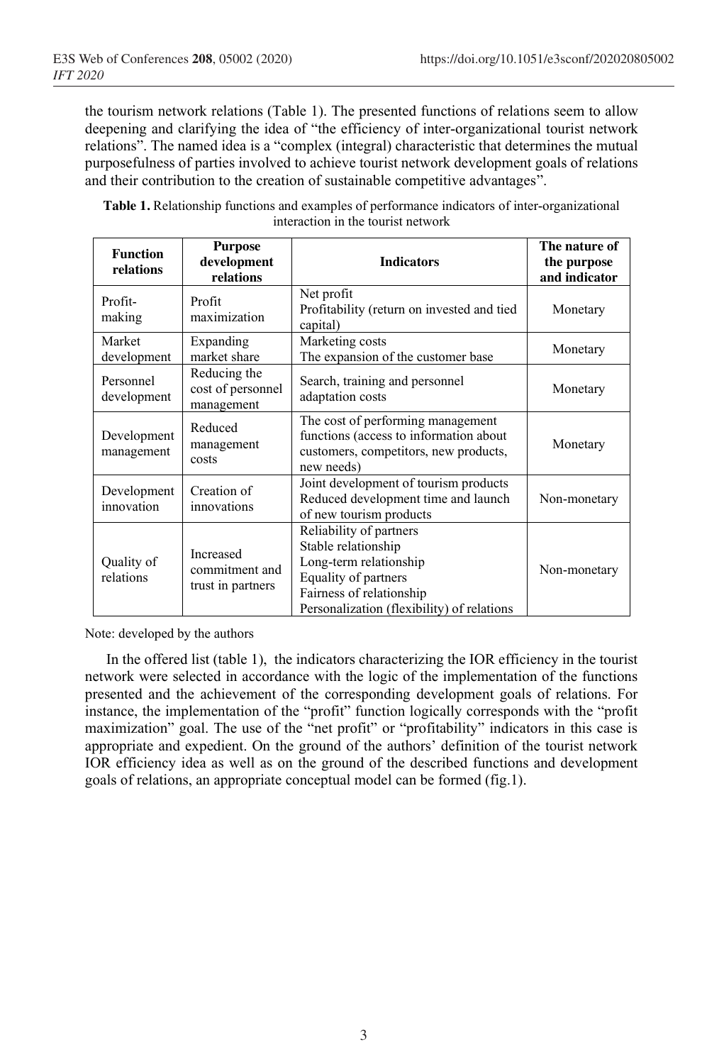the tourism network relations (Table 1). The presented functions of relations seem to allow deepening and clarifying the idea of "the efficiency of inter-organizational tourist network relations". The named idea is a "complex (integral) characteristic that determines the mutual purposefulness of parties involved to achieve tourist network development goals of relations and their contribution to the creation of sustainable competitive advantages".

**Table 1.** Relationship functions and examples of performance indicators of inter-organizational interaction in the tourist network

| Function relations | Purpose development relations | Indicators | The nature of the purpose and indicator |
|---|---|---|---|
| Profit-making | Profit maximization | Net profit<br>Profitability (return on invested and tied capital) | Monetary |
| Market development | Expanding market share | Marketing costs<br>The expansion of the customer base | Monetary |
| Personnel development | Reducing the cost of personnel management | Search, training and personnel adaptation costs | Monetary |
| Development management | Reduced management costs | The cost of performing management functions (access to information about customers, competitors, new products, new needs) | Monetary |
| Development innovation | Creation of innovations | Joint development of tourism products<br>Reduced development time and launch of new tourism products | Non-monetary |
| Quality of relations | Increased commitment and trust in partners | Reliability of partners<br>Stable relationship<br>Long-term relationship<br>Equality of partners<br>Fairness of relationship<br>Personalization (flexibility) of relations | Non-monetary |

Note: developed by the authors

In the offered list (table 1), the indicators characterizing the IOR efficiency in the tourist network were selected in accordance with the logic of the implementation of the functions presented and the achievement of the corresponding development goals of relations. For instance, the implementation of the "profit" function logically corresponds with the "profit maximization" goal. The use of the "net profit" or "profitability" indicators in this case is appropriate and expedient. On the ground of the authors' definition of the tourist network IOR efficiency idea as well as on the ground of the described functions and development goals of relations, an appropriate conceptual model can be formed (fig.1).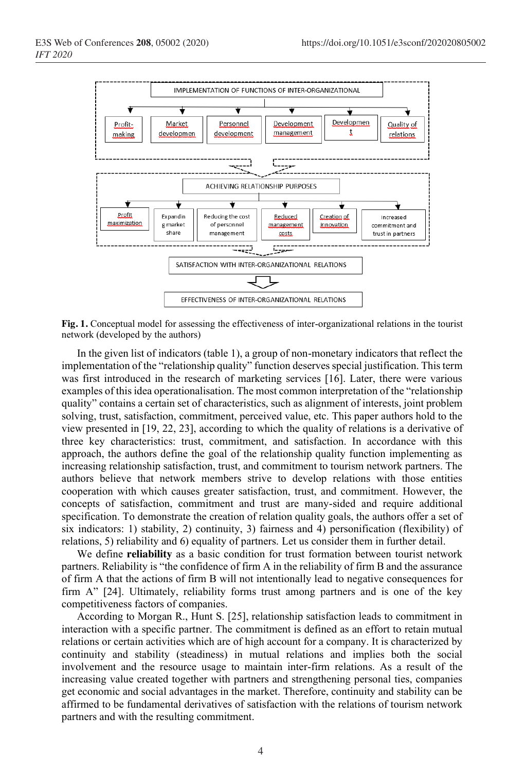IMPLEMENTATION OF FUNCTIONS OF INTER-ORGANIZATIONAL

Profit-making | Market developmen | Personnel development | Development management | Developmen t | Quality of relations

ACHIEVING RELATIONSHIP PURPOSES

Profit maximization | Expandin g market share | Reducing the cost of personnel management | Reduced management costs | Creation of innovation | Increased commitment and trust in partners

SATISFACTION WITH INTER-ORGANIZATIONAL RELATIONS

EFFECTIVENESS OF INTER-ORGANIZATIONAL RELATIONS

**Fig. 1.** Conceptual model for assessing the effectiveness of inter-organizational relations in the tourist network (developed by the authors)

In the given list of indicators (table 1), a group of non-monetary indicators that reflect the implementation of the "relationship quality" function deserves special justification. This term was first introduced in the research of marketing services [16]. Later, there were various examples of this idea operationalisation. The most common interpretation of the "relationship quality" contains a certain set of characteristics, such as alignment of interests, joint problem solving, trust, satisfaction, commitment, perceived value, etc. This paper authors hold to the view presented in [19, 22, 23], according to which the quality of relations is a derivative of three key characteristics: trust, commitment, and satisfaction. In accordance with this approach, the authors define the goal of the relationship quality function implementing as increasing relationship satisfaction, trust, and commitment to tourism network partners. The authors believe that network members strive to develop relations with those entities cooperation with which causes greater satisfaction, trust, and commitment. However, the concepts of satisfaction, commitment and trust are many-sided and require additional specification. To demonstrate the creation of relation quality goals, the authors offer a set of six indicators: 1) stability, 2) continuity, 3) fairness and 4) personification (flexibility) of relations, 5) reliability and 6) equality of partners. Let us consider them in further detail.

We define **reliability** as a basic condition for trust formation between tourist network partners. Reliability is "the confidence of firm A in the reliability of firm B and the assurance of firm A that the actions of firm B will not intentionally lead to negative consequences for firm A" [24]. Ultimately, reliability forms trust among partners and is one of the key competitiveness factors of companies.

According to Morgan R., Hunt S. [25], relationship satisfaction leads to commitment in interaction with a specific partner. The commitment is defined as an effort to retain mutual relations or certain activities which are of high account for a company. It is characterized by continuity and stability (steadiness) in mutual relations and implies both the social involvement and the resource usage to maintain inter-firm relations. As a result of the increasing value created together with partners and strengthening personal ties, companies get economic and social advantages in the market. Therefore, continuity and stability can be affirmed to be fundamental derivatives of satisfaction with the relations of tourism network partners and with the resulting commitment.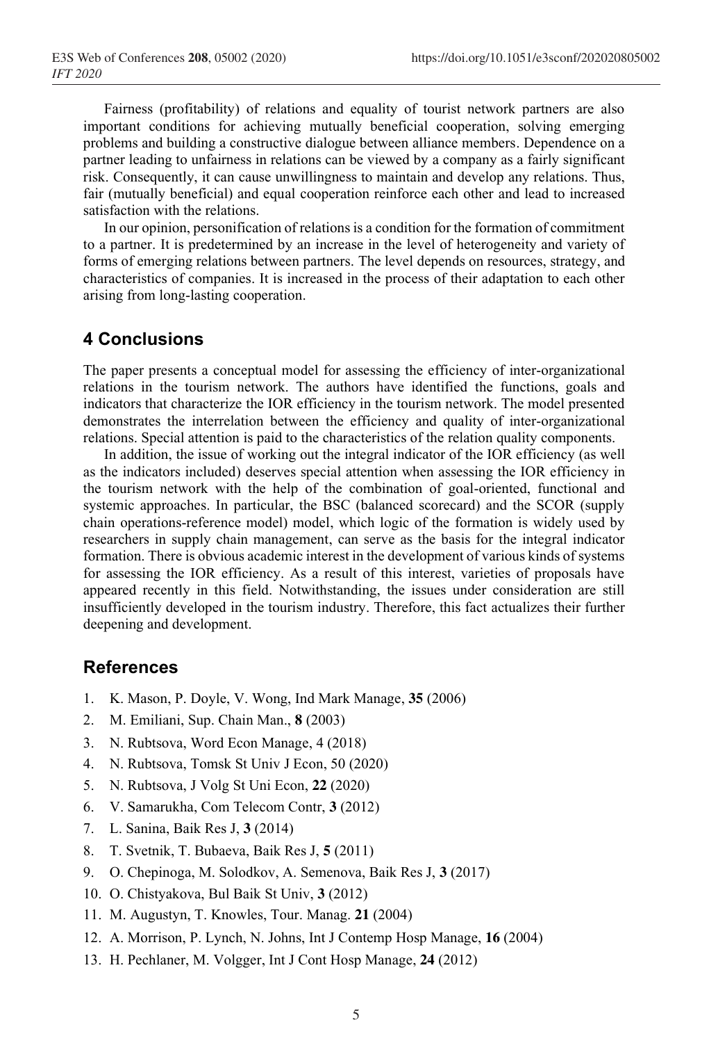Fairness (profitability) of relations and equality of tourist network partners are also important conditions for achieving mutually beneficial cooperation, solving emerging problems and building a constructive dialogue between alliance members. Dependence on a partner leading to unfairness in relations can be viewed by a company as a fairly significant risk. Consequently, it can cause unwillingness to maintain and develop any relations. Thus, fair (mutually beneficial) and equal cooperation reinforce each other and lead to increased satisfaction with the relations.

In our opinion, personification of relations is a condition for the formation of commitment to a partner. It is predetermined by an increase in the level of heterogeneity and variety of forms of emerging relations between partners. The level depends on resources, strategy, and characteristics of companies. It is increased in the process of their adaptation to each other arising from long-lasting cooperation.

## 4 Conclusions

The paper presents a conceptual model for assessing the efficiency of inter-organizational relations in the tourism network. The authors have identified the functions, goals and indicators that characterize the IOR efficiency in the tourism network. The model presented demonstrates the interrelation between the efficiency and quality of inter-organizational relations. Special attention is paid to the characteristics of the relation quality components.

In addition, the issue of working out the integral indicator of the IOR efficiency (as well as the indicators included) deserves special attention when assessing the IOR efficiency in the tourism network with the help of the combination of goal-oriented, functional and systemic approaches. In particular, the BSC (balanced scorecard) and the SCOR (supply chain operations-reference model) model, which logic of the formation is widely used by researchers in supply chain management, can serve as the basis for the integral indicator formation. There is obvious academic interest in the development of various kinds of systems for assessing the IOR efficiency. As a result of this interest, varieties of proposals have appeared recently in this field. Notwithstanding, the issues under consideration are still insufficiently developed in the tourism industry. Therefore, this fact actualizes their further deepening and development.

## References

1. K. Mason, P. Doyle, V. Wong, Ind Mark Manage, **35** (2006)
2. M. Emiliani, Sup. Chain Man., **8** (2003)
3. N. Rubtsova, Word Econ Manage, 4 (2018)
4. N. Rubtsova, Tomsk St Univ J Econ, 50 (2020)
5. N. Rubtsova, J Volg St Uni Econ, **22** (2020)
6. V. Samarukha, Com Telecom Contr, **3** (2012)
7. L. Sanina, Baik Res J, **3** (2014)
8. T. Svetnik, T. Bubaeva, Baik Res J, **5** (2011)
9. O. Chepinoga, M. Solodkov, A. Semenova, Baik Res J, **3** (2017)
10. O. Chistyakova, Bul Baik St Univ, **3** (2012)
11. M. Augustyn, T. Knowles, Tour. Manag. **21** (2004)
12. A. Morrison, P. Lynch, N. Johns, Int J Contemp Hosp Manage, **16** (2004)
13. H. Pechlaner, M. Volgger, Int J Cont Hosp Manage, **24** (2012)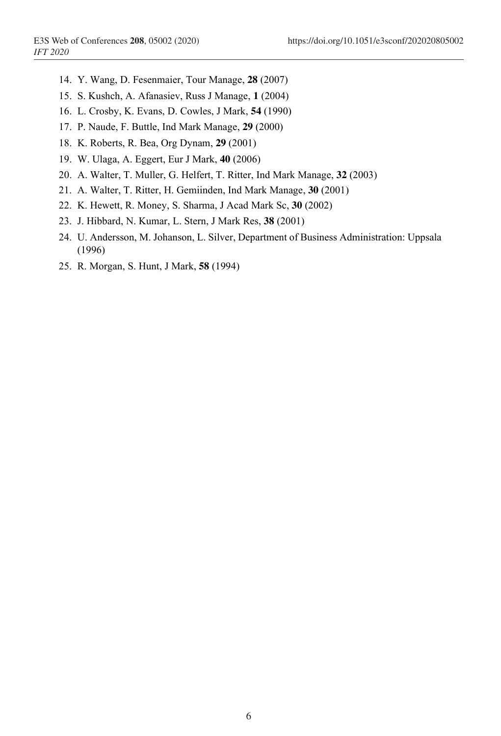14. Y. Wang, D. Fesenmaier, Tour Manage, **28** (2007)
15. S. Kushch, A. Afanasiev, Russ J Manage, **1** (2004)
16. L. Crosby, K. Evans, D. Cowles, J Mark, **54** (1990)
17. P. Naude, F. Buttle, Ind Mark Manage, **29** (2000)
18. K. Roberts, R. Bea, Org Dynam, **29** (2001)
19. W. Ulaga, A. Eggert, Eur J Mark, **40** (2006)
20. A. Walter, T. Muller, G. Helfert, T. Ritter, Ind Mark Manage, **32** (2003)
21. A. Walter, T. Ritter, H. Gemiinden, Ind Mark Manage, **30** (2001)
22. K. Hewett, R. Money, S. Sharma, J Acad Mark Sc, **30** (2002)
23. J. Hibbard, N. Kumar, L. Stern, J Mark Res, **38** (2001)
24. U. Andersson, M. Johanson, L. Silver, Department of Business Administration: Uppsala (1996)
25. R. Morgan, S. Hunt, J Mark, **58** (1994)